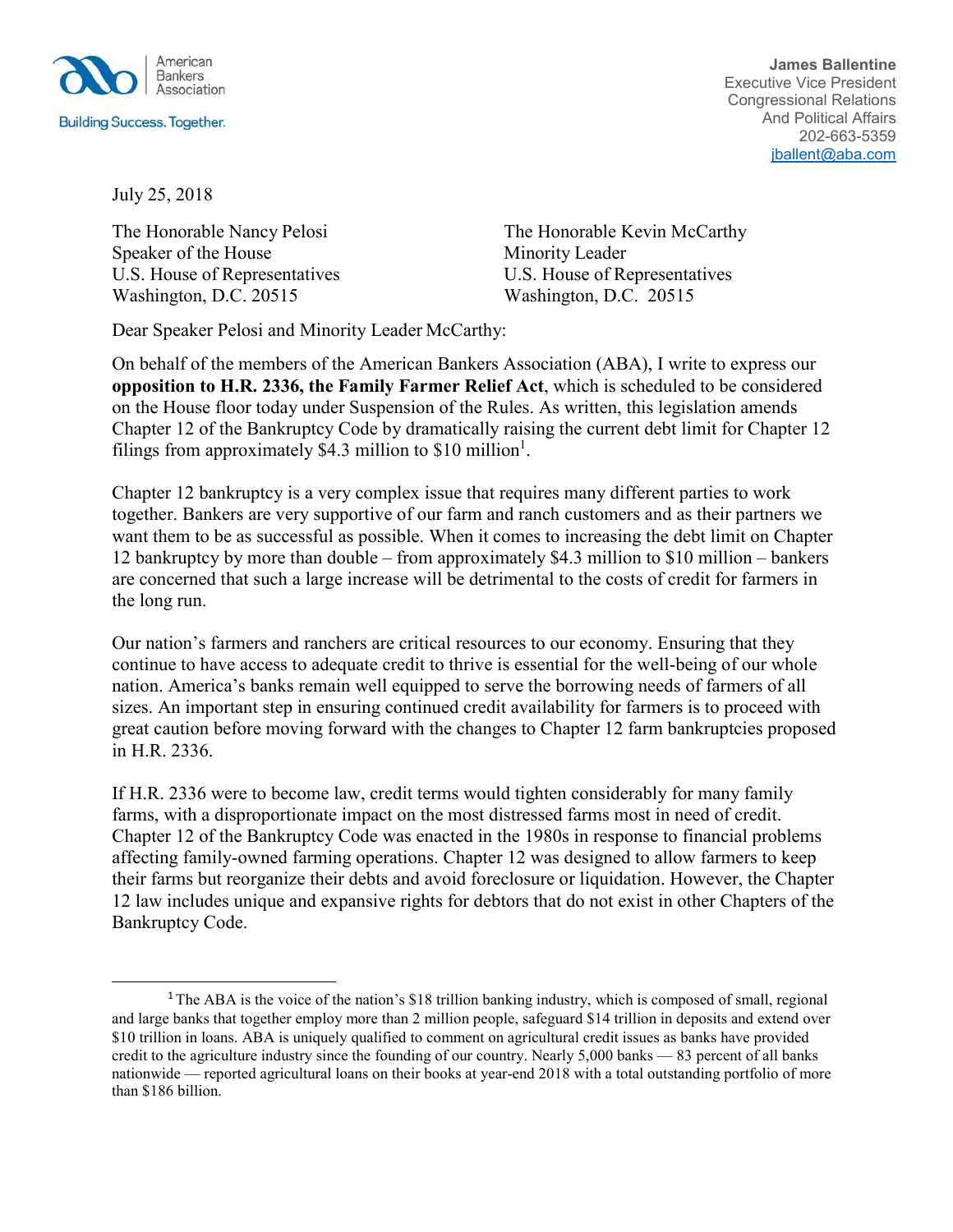American Bankers Association

Building Success. Together.

**James Ballentine**
Executive Vice President
Congressional Relations
And Political Affairs
202-663-5359
jballent@aba.com

July 25, 2018

The Honorable Nancy Pelosi
Speaker of the House
U.S. House of Representatives
Washington, D.C. 20515

The Honorable Kevin McCarthy
Minority Leader
U.S. House of Representatives
Washington, D.C. 20515

Dear Speaker Pelosi and Minority Leader McCarthy:

On behalf of the members of the American Bankers Association (ABA), I write to express our **opposition to H.R. 2336, the Family Farmer Relief Act**, which is scheduled to be considered on the House floor today under Suspension of the Rules. As written, this legislation amends Chapter 12 of the Bankruptcy Code by dramatically raising the current debt limit for Chapter 12 filings from approximately $4.3 million to $10 million[1].

Chapter 12 bankruptcy is a very complex issue that requires many different parties to work together. Bankers are very supportive of our farm and ranch customers and as their partners we want them to be as successful as possible. When it comes to increasing the debt limit on Chapter 12 bankruptcy by more than double – from approximately $4.3 million to $10 million – bankers are concerned that such a large increase will be detrimental to the costs of credit for farmers in the long run.

Our nation's farmers and ranchers are critical resources to our economy. Ensuring that they continue to have access to adequate credit to thrive is essential for the well-being of our whole nation. America's banks remain well equipped to serve the borrowing needs of farmers of all sizes. An important step in ensuring continued credit availability for farmers is to proceed with great caution before moving forward with the changes to Chapter 12 farm bankruptcies proposed in H.R. 2336.

If H.R. 2336 were to become law, credit terms would tighten considerably for many family farms, with a disproportionate impact on the most distressed farms most in need of credit. Chapter 12 of the Bankruptcy Code was enacted in the 1980s in response to financial problems affecting family-owned farming operations. Chapter 12 was designed to allow farmers to keep their farms but reorganize their debts and avoid foreclosure or liquidation. However, the Chapter 12 law includes unique and expansive rights for debtors that do not exist in other Chapters of the Bankruptcy Code.

[1] The ABA is the voice of the nation's $18 trillion banking industry, which is composed of small, regional and large banks that together employ more than 2 million people, safeguard $14 trillion in deposits and extend over $10 trillion in loans. ABA is uniquely qualified to comment on agricultural credit issues as banks have provided credit to the agriculture industry since the founding of our country. Nearly 5,000 banks — 83 percent of all banks nationwide — reported agricultural loans on their books at year-end 2018 with a total outstanding portfolio of more than $186 billion.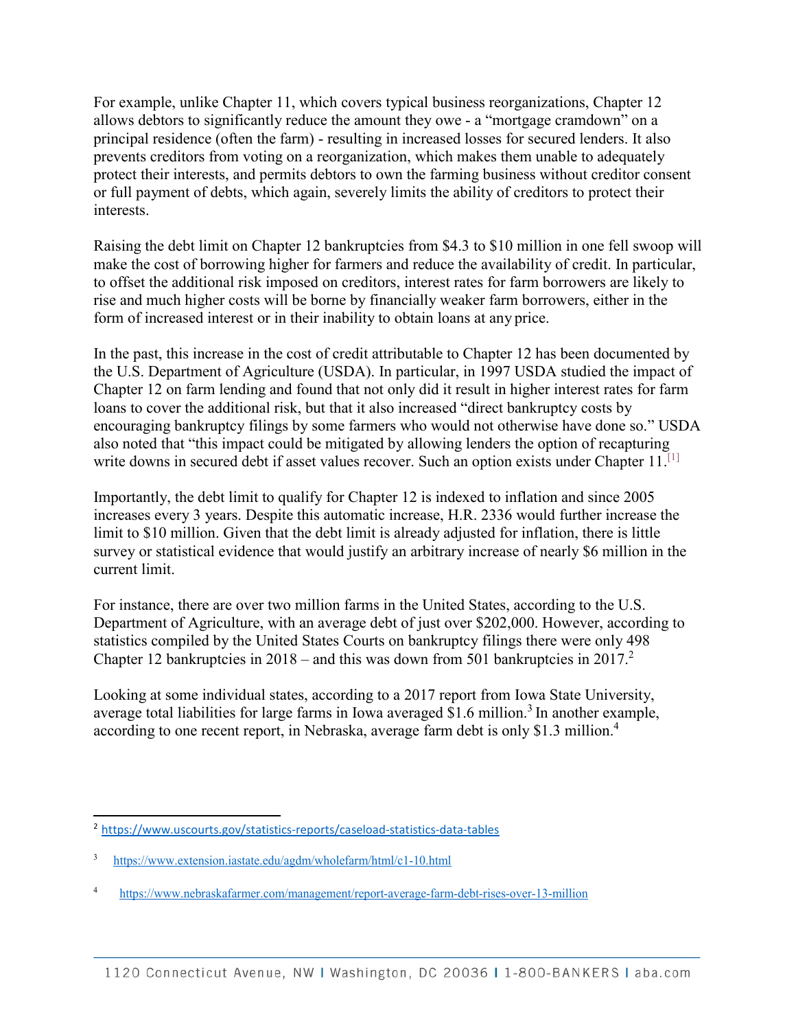For example, unlike Chapter 11, which covers typical business reorganizations, Chapter 12 allows debtors to significantly reduce the amount they owe - a "mortgage cramdown" on a principal residence (often the farm) - resulting in increased losses for secured lenders. It also prevents creditors from voting on a reorganization, which makes them unable to adequately protect their interests, and permits debtors to own the farming business without creditor consent or full payment of debts, which again, severely limits the ability of creditors to protect their interests.

Raising the debt limit on Chapter 12 bankruptcies from $4.3 to $10 million in one fell swoop will make the cost of borrowing higher for farmers and reduce the availability of credit. In particular, to offset the additional risk imposed on creditors, interest rates for farm borrowers are likely to rise and much higher costs will be borne by financially weaker farm borrowers, either in the form of increased interest or in their inability to obtain loans at any price.

In the past, this increase in the cost of credit attributable to Chapter 12 has been documented by the U.S. Department of Agriculture (USDA). In particular, in 1997 USDA studied the impact of Chapter 12 on farm lending and found that not only did it result in higher interest rates for farm loans to cover the additional risk, but that it also increased "direct bankruptcy costs by encouraging bankruptcy filings by some farmers who would not otherwise have done so." USDA also noted that "this impact could be mitigated by allowing lenders the option of recapturing write downs in secured debt if asset values recover. Such an option exists under Chapter 11.[1]

Importantly, the debt limit to qualify for Chapter 12 is indexed to inflation and since 2005 increases every 3 years. Despite this automatic increase, H.R. 2336 would further increase the limit to $10 million. Given that the debt limit is already adjusted for inflation, there is little survey or statistical evidence that would justify an arbitrary increase of nearly $6 million in the current limit.

For instance, there are over two million farms in the United States, according to the U.S. Department of Agriculture, with an average debt of just over $202,000. However, according to statistics compiled by the United States Courts on bankruptcy filings there were only 498 Chapter 12 bankruptcies in 2018 – and this was down from 501 bankruptcies in 2017.[2]

Looking at some individual states, according to a 2017 report from Iowa State University, average total liabilities for large farms in Iowa averaged $1.6 million.[3] In another example, according to one recent report, in Nebraska, average farm debt is only $1.3 million.[4]

---

[2] https://www.uscourts.gov/statistics-reports/caseload-statistics-data-tables

[3] https://www.extension.iastate.edu/agdm/wholefarm/html/c1-10.html

[4] https://www.nebraskafarmer.com/management/report-average-farm-debt-rises-over-13-million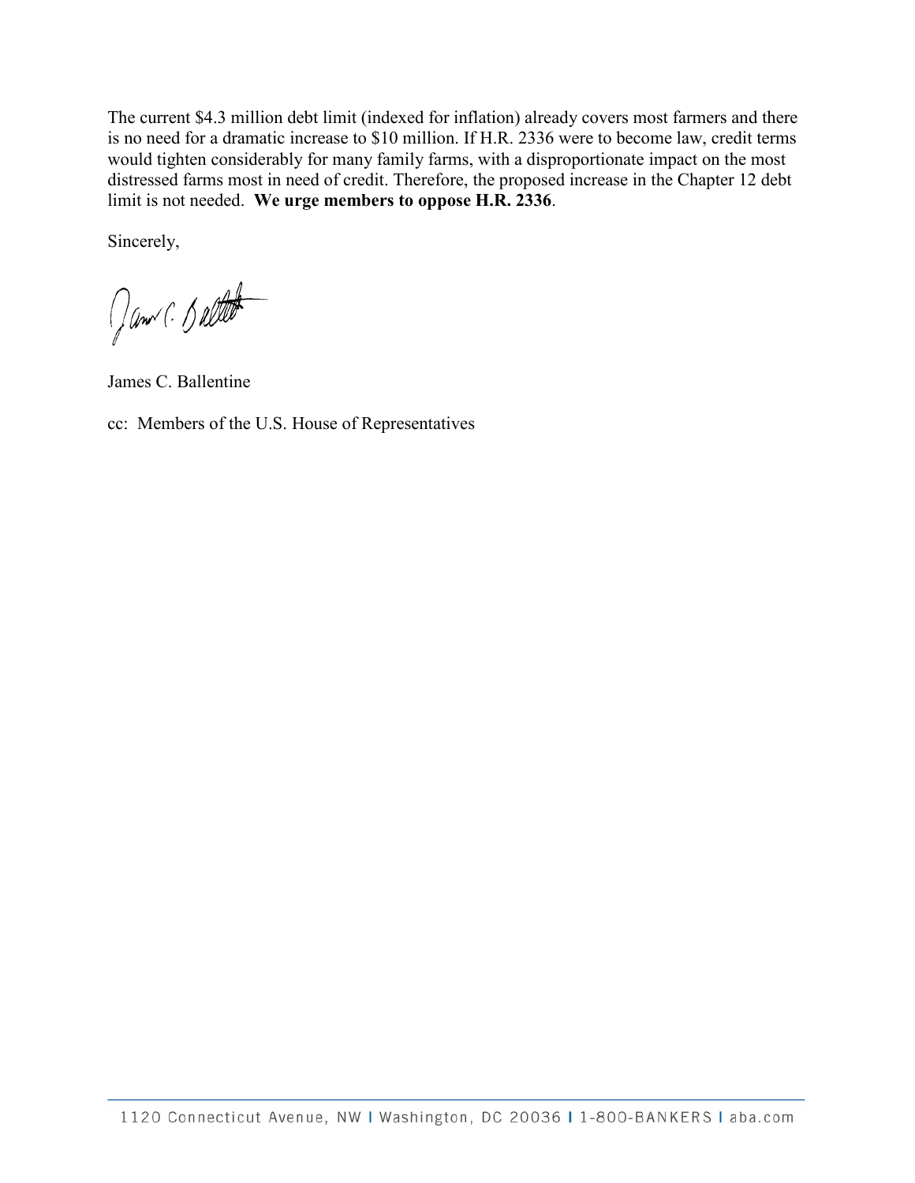The current $4.3 million debt limit (indexed for inflation) already covers most farmers and there is no need for a dramatic increase to $10 million. If H.R. 2336 were to become law, credit terms would tighten considerably for many family farms, with a disproportionate impact on the most distressed farms most in need of credit. Therefore, the proposed increase in the Chapter 12 debt limit is not needed. **We urge members to oppose H.R. 2336**.

Sincerely,

James C. Ballentine

cc: Members of the U.S. House of Representatives